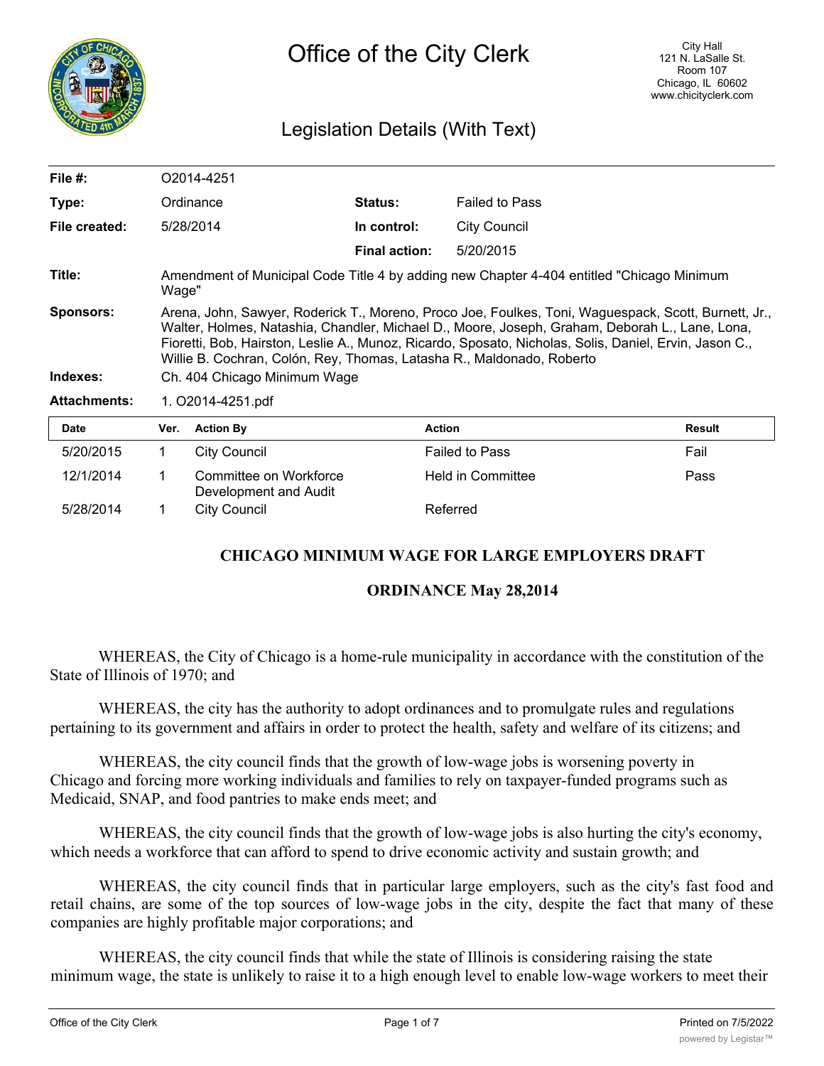# Office of the City Clerk

City Hall
121 N. LaSalle St.
Room 107
Chicago, IL 60602
www.chicityclerk.com

## Legislation Details (With Text)

| | | | |
|---|---|---|---|
| **File #:** | O2014-4251 | | |
| **Type:** | Ordinance | **Status:** | Failed to Pass |
| **File created:** | 5/28/2014 | **In control:** | City Council |
| | | **Final action:** | 5/20/2015 |

**Title:** Amendment of Municipal Code Title 4 by adding new Chapter 4-404 entitled "Chicago Minimum Wage"

**Sponsors:** Arena, John, Sawyer, Roderick T., Moreno, Proco Joe, Foulkes, Toni, Waguespack, Scott, Burnett, Jr., Walter, Holmes, Natashia, Chandler, Michael D., Moore, Joseph, Graham, Deborah L., Lane, Lona, Fioretti, Bob, Hairston, Leslie A., Munoz, Ricardo, Sposato, Nicholas, Solis, Daniel, Ervin, Jason C., Willie B. Cochran, Colón, Rey, Thomas, Latasha R., Maldonado, Roberto

**Indexes:** Ch. 404 Chicago Minimum Wage

**Attachments:** 1. O2014-4251.pdf

| Date | Ver. | Action By | Action | Result |
|---|---|---|---|---|
| 5/20/2015 | 1 | City Council | Failed to Pass | Fail |
| 12/1/2014 | 1 | Committee on Workforce Development and Audit | Held in Committee | Pass |
| 5/28/2014 | 1 | City Council | Referred | |

**CHICAGO MINIMUM WAGE FOR LARGE EMPLOYERS DRAFT**

**ORDINANCE May 28,2014**

WHEREAS, the City of Chicago is a home-rule municipality in accordance with the constitution of the State of Illinois of 1970; and

WHEREAS, the city has the authority to adopt ordinances and to promulgate rules and regulations pertaining to its government and affairs in order to protect the health, safety and welfare of its citizens; and

WHEREAS, the city council finds that the growth of low-wage jobs is worsening poverty in Chicago and forcing more working individuals and families to rely on taxpayer-funded programs such as Medicaid, SNAP, and food pantries to make ends meet; and

WHEREAS, the city council finds that the growth of low-wage jobs is also hurting the city's economy, which needs a workforce that can afford to spend to drive economic activity and sustain growth; and

WHEREAS, the city council finds that in particular large employers, such as the city's fast food and retail chains, are some of the top sources of low-wage jobs in the city, despite the fact that many of these companies are highly profitable major corporations; and

WHEREAS, the city council finds that while the state of Illinois is considering raising the state minimum wage, the state is unlikely to raise it to a high enough level to enable low-wage workers to meet their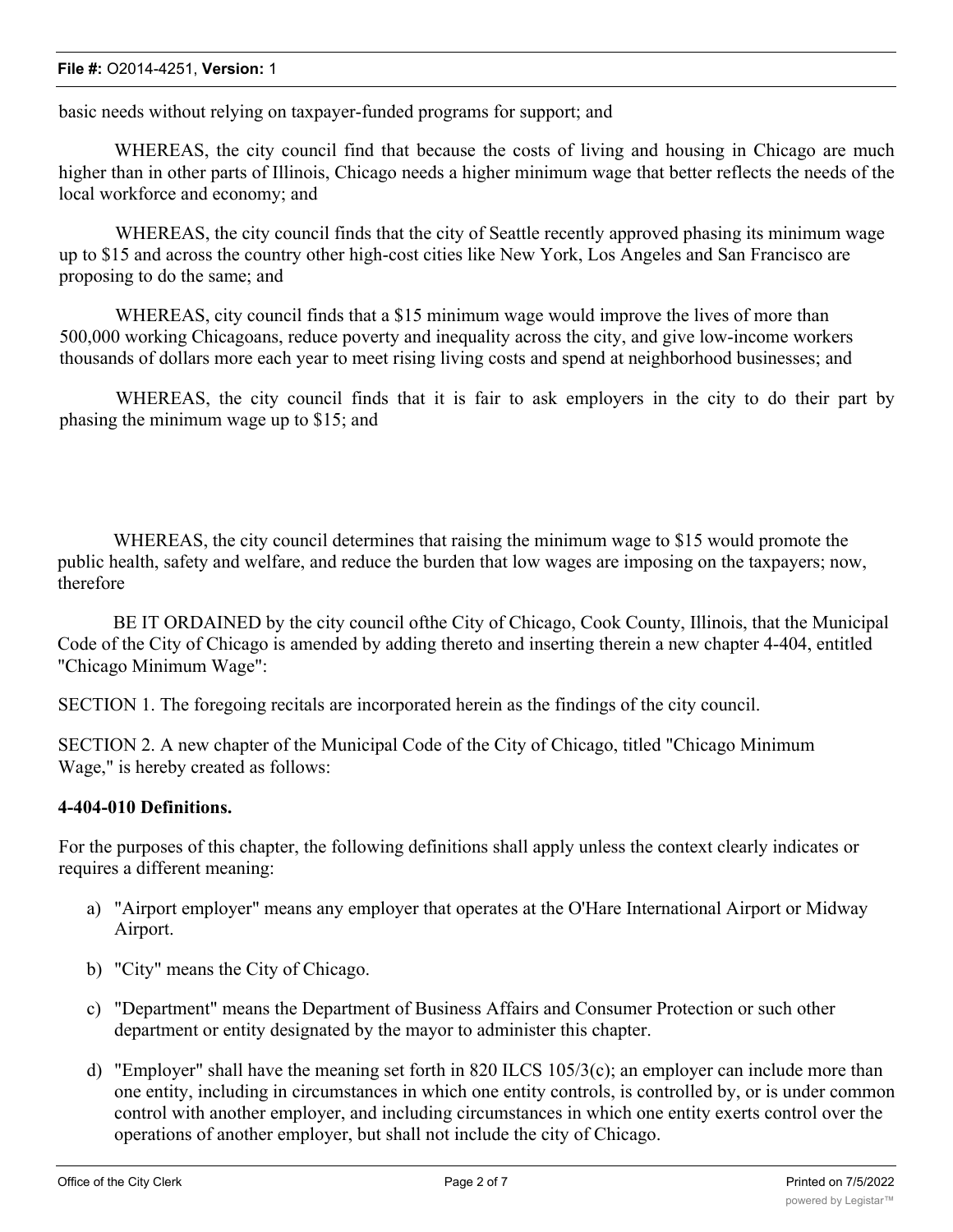basic needs without relying on taxpayer-funded programs for support; and

WHEREAS, the city council find that because the costs of living and housing in Chicago are much higher than in other parts of Illinois, Chicago needs a higher minimum wage that better reflects the needs of the local workforce and economy; and

WHEREAS, the city council finds that the city of Seattle recently approved phasing its minimum wage up to $15 and across the country other high-cost cities like New York, Los Angeles and San Francisco are proposing to do the same; and

WHEREAS, city council finds that a $15 minimum wage would improve the lives of more than 500,000 working Chicagoans, reduce poverty and inequality across the city, and give low-income workers thousands of dollars more each year to meet rising living costs and spend at neighborhood businesses; and

WHEREAS, the city council finds that it is fair to ask employers in the city to do their part by phasing the minimum wage up to $15; and

WHEREAS, the city council determines that raising the minimum wage to $15 would promote the public health, safety and welfare, and reduce the burden that low wages are imposing on the taxpayers; now, therefore

BE IT ORDAINED by the city council ofthe City of Chicago, Cook County, Illinois, that the Municipal Code of the City of Chicago is amended by adding thereto and inserting therein a new chapter 4-404, entitled "Chicago Minimum Wage":

SECTION 1. The foregoing recitals are incorporated herein as the findings of the city council.

SECTION 2. A new chapter of the Municipal Code of the City of Chicago, titled "Chicago Minimum Wage," is hereby created as follows:

**4-404-010 Definitions.**

For the purposes of this chapter, the following definitions shall apply unless the context clearly indicates or requires a different meaning:

a) "Airport employer" means any employer that operates at the O'Hare International Airport or Midway Airport.

b) "City" means the City of Chicago.

c) "Department" means the Department of Business Affairs and Consumer Protection or such other department or entity designated by the mayor to administer this chapter.

d) "Employer" shall have the meaning set forth in 820 ILCS 105/3(c); an employer can include more than one entity, including in circumstances in which one entity controls, is controlled by, or is under common control with another employer, and including circumstances in which one entity exerts control over the operations of another employer, but shall not include the city of Chicago.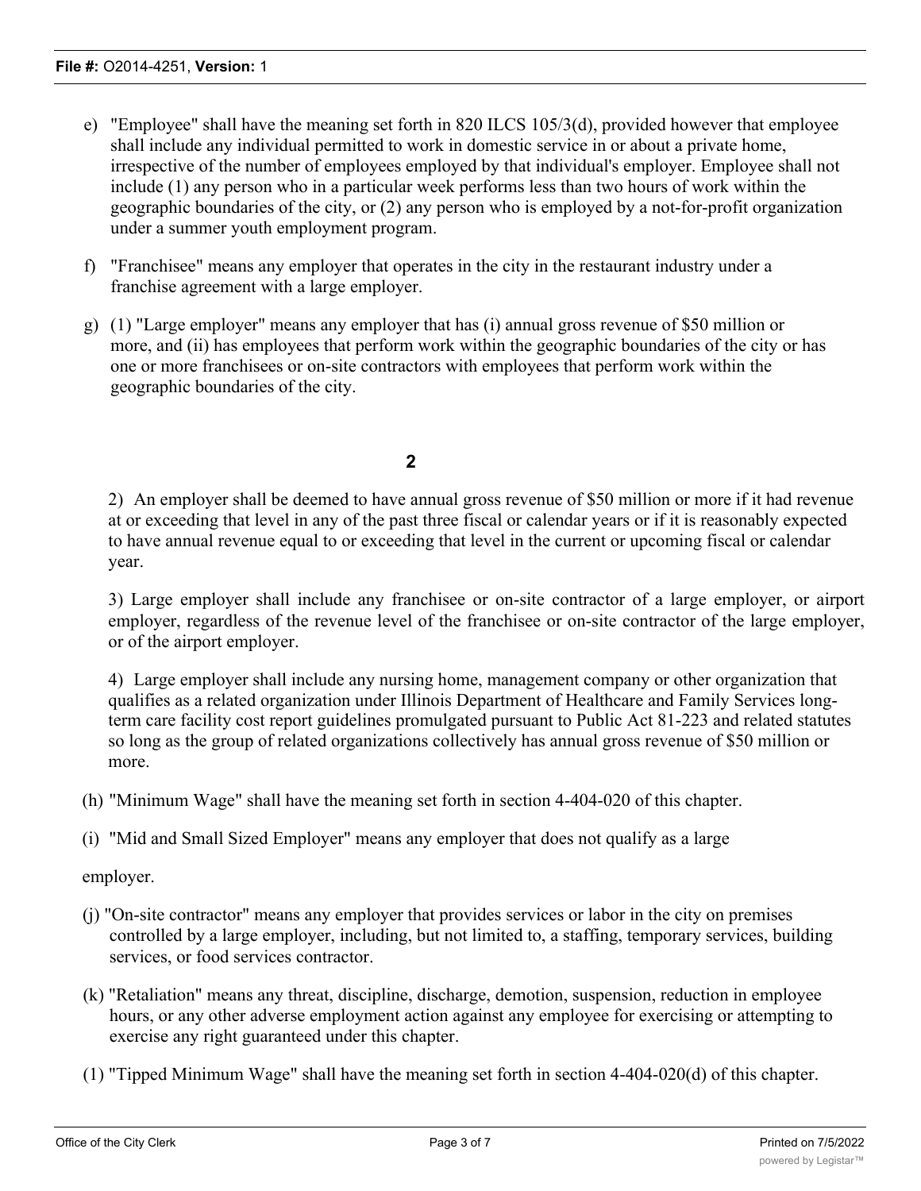e) "Employee" shall have the meaning set forth in 820 ILCS 105/3(d), provided however that employee shall include any individual permitted to work in domestic service in or about a private home, irrespective of the number of employees employed by that individual's employer. Employee shall not include (1) any person who in a particular week performs less than two hours of work within the geographic boundaries of the city, or (2) any person who is employed by a not-for-profit organization under a summer youth employment program.

f) "Franchisee" means any employer that operates in the city in the restaurant industry under a franchise agreement with a large employer.

g) (1) "Large employer" means any employer that has (i) annual gross revenue of $50 million or more, and (ii) has employees that perform work within the geographic boundaries of the city or has one or more franchisees or on-site contractors with employees that perform work within the geographic boundaries of the city.

2) An employer shall be deemed to have annual gross revenue of $50 million or more if it had revenue at or exceeding that level in any of the past three fiscal or calendar years or if it is reasonably expected to have annual revenue equal to or exceeding that level in the current or upcoming fiscal or calendar year.

3) Large employer shall include any franchisee or on-site contractor of a large employer, or airport employer, regardless of the revenue level of the franchisee or on-site contractor of the large employer, or of the airport employer.

4) Large employer shall include any nursing home, management company or other organization that qualifies as a related organization under Illinois Department of Healthcare and Family Services long-term care facility cost report guidelines promulgated pursuant to Public Act 81-223 and related statutes so long as the group of related organizations collectively has annual gross revenue of $50 million or more.

(h) "Minimum Wage" shall have the meaning set forth in section 4-404-020 of this chapter.

(i) "Mid and Small Sized Employer" means any employer that does not qualify as a large employer.

(j) "On-site contractor" means any employer that provides services or labor in the city on premises controlled by a large employer, including, but not limited to, a staffing, temporary services, building services, or food services contractor.

(k) "Retaliation" means any threat, discipline, discharge, demotion, suspension, reduction in employee hours, or any other adverse employment action against any employee for exercising or attempting to exercise any right guaranteed under this chapter.

(1) "Tipped Minimum Wage" shall have the meaning set forth in section 4-404-020(d) of this chapter.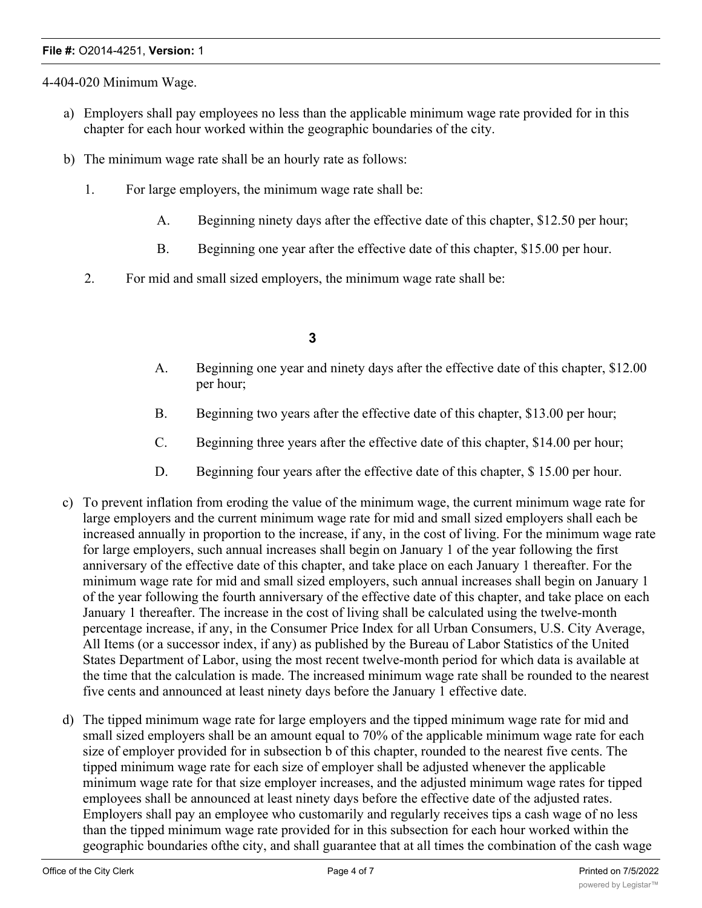4-404-020 Minimum Wage.

a) Employers shall pay employees no less than the applicable minimum wage rate provided for in this chapter for each hour worked within the geographic boundaries of the city.

b) The minimum wage rate shall be an hourly rate as follows:

   1. For large employers, the minimum wage rate shall be:

      A. Beginning ninety days after the effective date of this chapter, $12.50 per hour;

      B. Beginning one year after the effective date of this chapter, $15.00 per hour.

   2. For mid and small sized employers, the minimum wage rate shall be:

      A. Beginning one year and ninety days after the effective date of this chapter, $12.00 per hour;

      B. Beginning two years after the effective date of this chapter, $13.00 per hour;

      C. Beginning three years after the effective date of this chapter, $14.00 per hour;

      D. Beginning four years after the effective date of this chapter, $ 15.00 per hour.

c) To prevent inflation from eroding the value of the minimum wage, the current minimum wage rate for large employers and the current minimum wage rate for mid and small sized employers shall each be increased annually in proportion to the increase, if any, in the cost of living. For the minimum wage rate for large employers, such annual increases shall begin on January 1 of the year following the first anniversary of the effective date of this chapter, and take place on each January 1 thereafter. For the minimum wage rate for mid and small sized employers, such annual increases shall begin on January 1 of the year following the fourth anniversary of the effective date of this chapter, and take place on each January 1 thereafter. The increase in the cost of living shall be calculated using the twelve-month percentage increase, if any, in the Consumer Price Index for all Urban Consumers, U.S. City Average, All Items (or a successor index, if any) as published by the Bureau of Labor Statistics of the United States Department of Labor, using the most recent twelve-month period for which data is available at the time that the calculation is made. The increased minimum wage rate shall be rounded to the nearest five cents and announced at least ninety days before the January 1 effective date.

d) The tipped minimum wage rate for large employers and the tipped minimum wage rate for mid and small sized employers shall be an amount equal to 70% of the applicable minimum wage rate for each size of employer provided for in subsection b of this chapter, rounded to the nearest five cents. The tipped minimum wage rate for each size of employer shall be adjusted whenever the applicable minimum wage rate for that size employer increases, and the adjusted minimum wage rates for tipped employees shall be announced at least ninety days before the effective date of the adjusted rates. Employers shall pay an employee who customarily and regularly receives tips a cash wage of no less than the tipped minimum wage rate provided for in this subsection for each hour worked within the geographic boundaries ofthe city, and shall guarantee that at all times the combination of the cash wage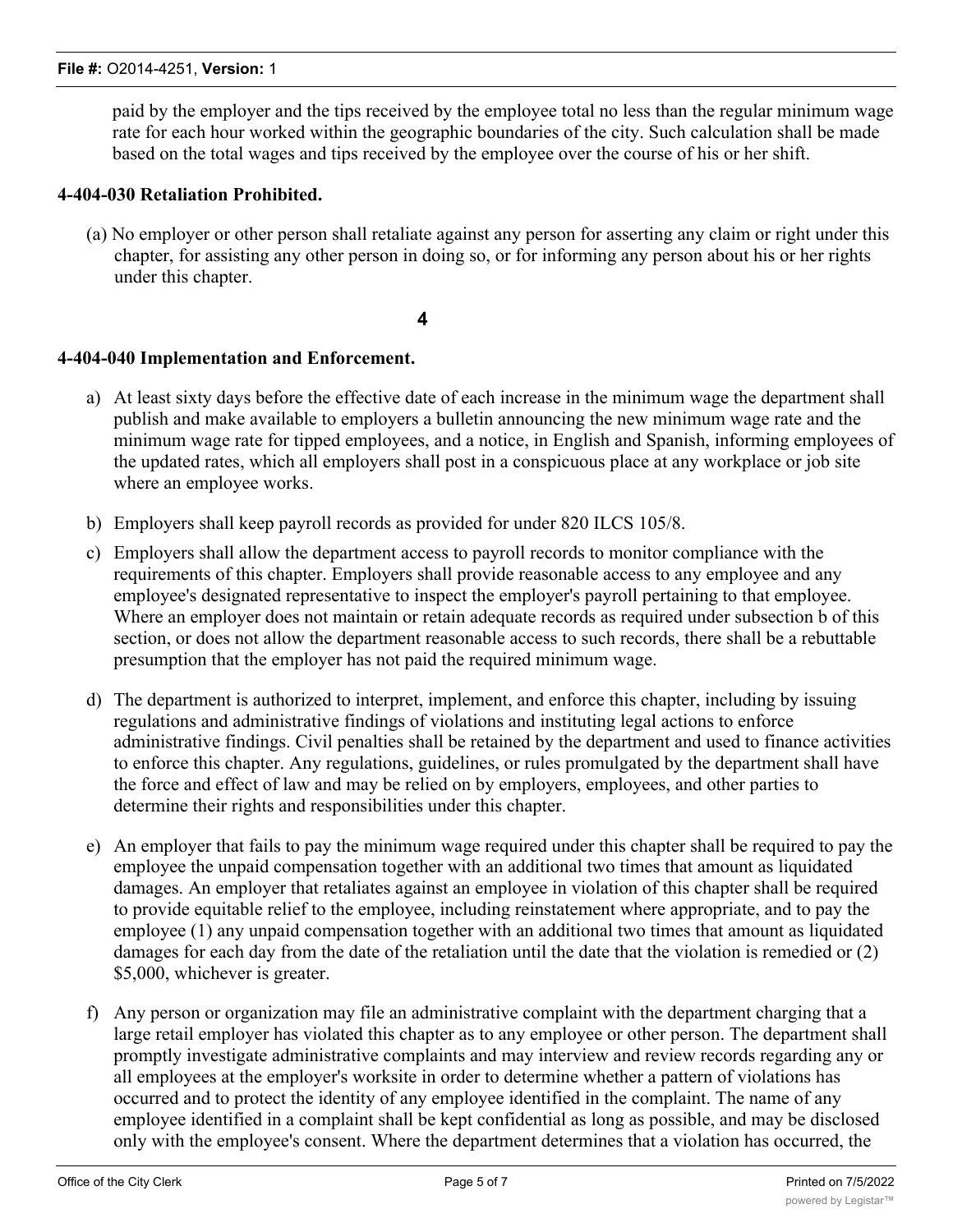paid by the employer and the tips received by the employee total no less than the regular minimum wage rate for each hour worked within the geographic boundaries of the city. Such calculation shall be made based on the total wages and tips received by the employee over the course of his or her shift.

**4-404-030 Retaliation Prohibited.**

(a) No employer or other person shall retaliate against any person for asserting any claim or right under this chapter, for assisting any other person in doing so, or for informing any person about his or her rights under this chapter.

**4**

**4-404-040 Implementation and Enforcement.**

a) At least sixty days before the effective date of each increase in the minimum wage the department shall publish and make available to employers a bulletin announcing the new minimum wage rate and the minimum wage rate for tipped employees, and a notice, in English and Spanish, informing employees of the updated rates, which all employers shall post in a conspicuous place at any workplace or job site where an employee works.

b) Employers shall keep payroll records as provided for under 820 ILCS 105/8.

c) Employers shall allow the department access to payroll records to monitor compliance with the requirements of this chapter. Employers shall provide reasonable access to any employee and any employee's designated representative to inspect the employer's payroll pertaining to that employee. Where an employer does not maintain or retain adequate records as required under subsection b of this section, or does not allow the department reasonable access to such records, there shall be a rebuttable presumption that the employer has not paid the required minimum wage.

d) The department is authorized to interpret, implement, and enforce this chapter, including by issuing regulations and administrative findings of violations and instituting legal actions to enforce administrative findings. Civil penalties shall be retained by the department and used to finance activities to enforce this chapter. Any regulations, guidelines, or rules promulgated by the department shall have the force and effect of law and may be relied on by employers, employees, and other parties to determine their rights and responsibilities under this chapter.

e) An employer that fails to pay the minimum wage required under this chapter shall be required to pay the employee the unpaid compensation together with an additional two times that amount as liquidated damages. An employer that retaliates against an employee in violation of this chapter shall be required to provide equitable relief to the employee, including reinstatement where appropriate, and to pay the employee (1) any unpaid compensation together with an additional two times that amount as liquidated damages for each day from the date of the retaliation until the date that the violation is remedied or (2) $5,000, whichever is greater.

f) Any person or organization may file an administrative complaint with the department charging that a large retail employer has violated this chapter as to any employee or other person. The department shall promptly investigate administrative complaints and may interview and review records regarding any or all employees at the employer's worksite in order to determine whether a pattern of violations has occurred and to protect the identity of any employee identified in the complaint. The name of any employee identified in a complaint shall be kept confidential as long as possible, and may be disclosed only with the employee's consent. Where the department determines that a violation has occurred, the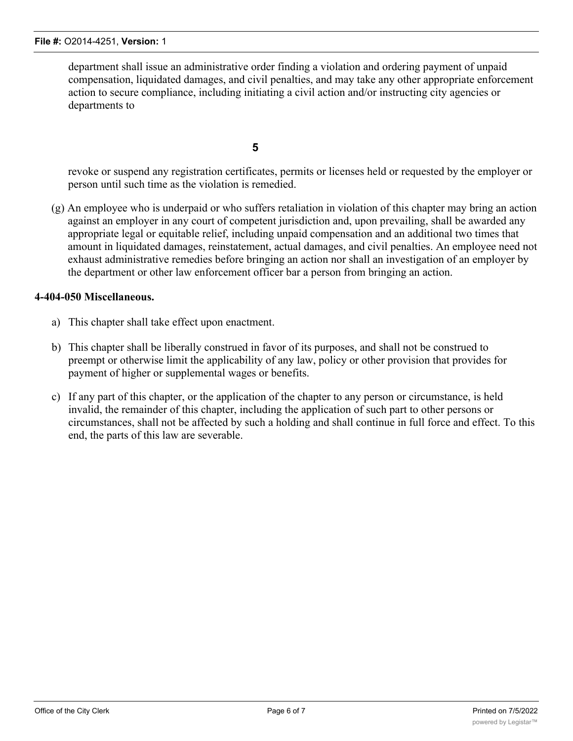department shall issue an administrative order finding a violation and ordering payment of unpaid compensation, liquidated damages, and civil penalties, and may take any other appropriate enforcement action to secure compliance, including initiating a civil action and/or instructing city agencies or departments to

revoke or suspend any registration certificates, permits or licenses held or requested by the employer or person until such time as the violation is remedied.

(g) An employee who is underpaid or who suffers retaliation in violation of this chapter may bring an action against an employer in any court of competent jurisdiction and, upon prevailing, shall be awarded any appropriate legal or equitable relief, including unpaid compensation and an additional two times that amount in liquidated damages, reinstatement, actual damages, and civil penalties. An employee need not exhaust administrative remedies before bringing an action nor shall an investigation of an employer by the department or other law enforcement officer bar a person from bringing an action.

**4-404-050 Miscellaneous.**

a) This chapter shall take effect upon enactment.

b) This chapter shall be liberally construed in favor of its purposes, and shall not be construed to preempt or otherwise limit the applicability of any law, policy or other provision that provides for payment of higher or supplemental wages or benefits.

c) If any part of this chapter, or the application of the chapter to any person or circumstance, is held invalid, the remainder of this chapter, including the application of such part to other persons or circumstances, shall not be affected by such a holding and shall continue in full force and effect. To this end, the parts of this law are severable.